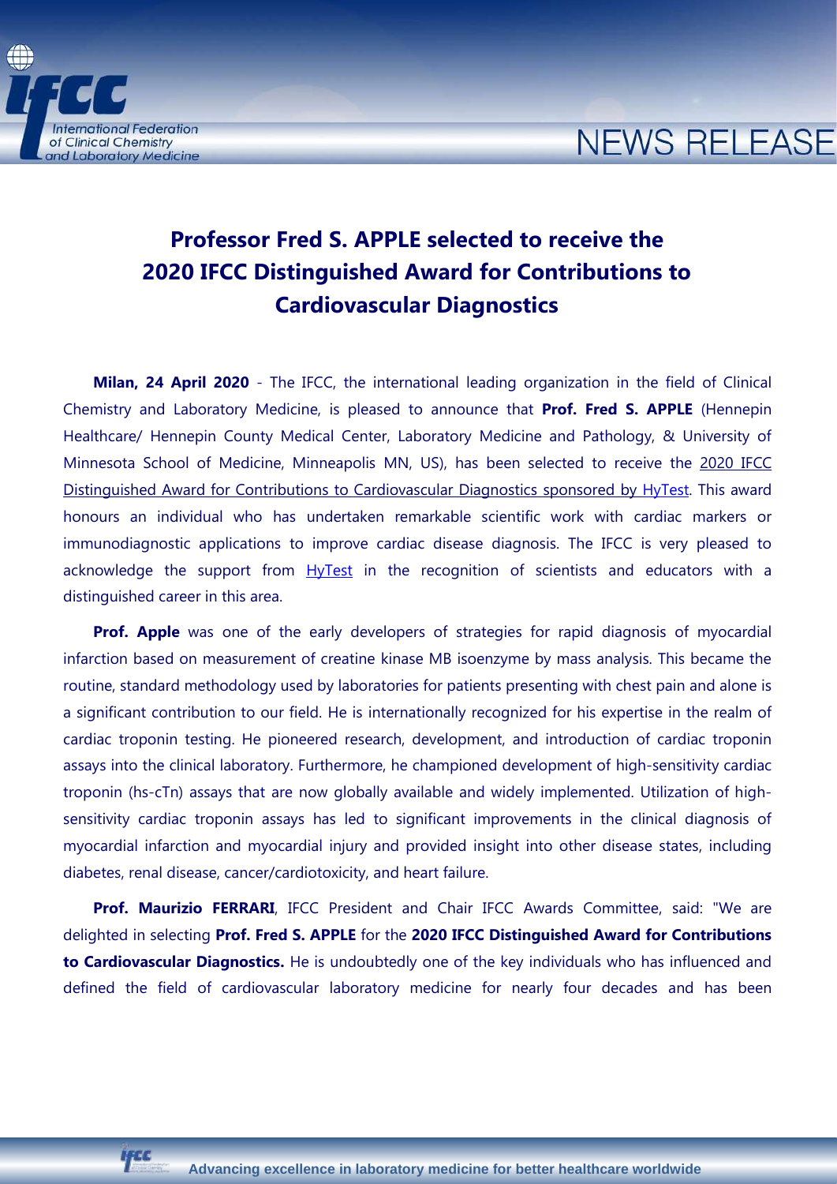# Professor Fred S. APPLE selected to receive the 2020 IFCC Distinguished Award for Contributions to Cardiovascular Diagnostics

**Milan, 24 April 2020** - The IFCC, the international leading organization in the field of Clinical Chemistry and Laboratory Medicine, is pleased to announce that **Prof. Fred S. APPLE** (Hennepin Healthcare/ Hennepin County Medical Center, Laboratory Medicine and Pathology, & University of Minnesota School of Medicine, Minneapolis MN, US), has been selected to receive the 2020 IFCC Distinguished Award for Contributions to Cardiovascular Diagnostics sponsored by HyTest. This award honours an individual who has undertaken remarkable scientific work with cardiac markers or immunodiagnostic applications to improve cardiac disease diagnosis. The IFCC is very pleased to acknowledge the support from HyTest in the recognition of scientists and educators with a distinguished career in this area.

**Prof. Apple** was one of the early developers of strategies for rapid diagnosis of myocardial infarction based on measurement of creatine kinase MB isoenzyme by mass analysis. This became the routine, standard methodology used by laboratories for patients presenting with chest pain and alone is a significant contribution to our field. He is internationally recognized for his expertise in the realm of cardiac troponin testing. He pioneered research, development, and introduction of cardiac troponin assays into the clinical laboratory. Furthermore, he championed development of high-sensitivity cardiac troponin (hs-cTn) assays that are now globally available and widely implemented. Utilization of high-sensitivity cardiac troponin assays has led to significant improvements in the clinical diagnosis of myocardial infarction and myocardial injury and provided insight into other disease states, including diabetes, renal disease, cancer/cardiotoxicity, and heart failure.

**Prof. Maurizio FERRARI**, IFCC President and Chair IFCC Awards Committee, said: "We are delighted in selecting **Prof. Fred S. APPLE** for the **2020 IFCC Distinguished Award for Contributions to Cardiovascular Diagnostics.** He is undoubtedly one of the key individuals who has influenced and defined the field of cardiovascular laboratory medicine for nearly four decades and has been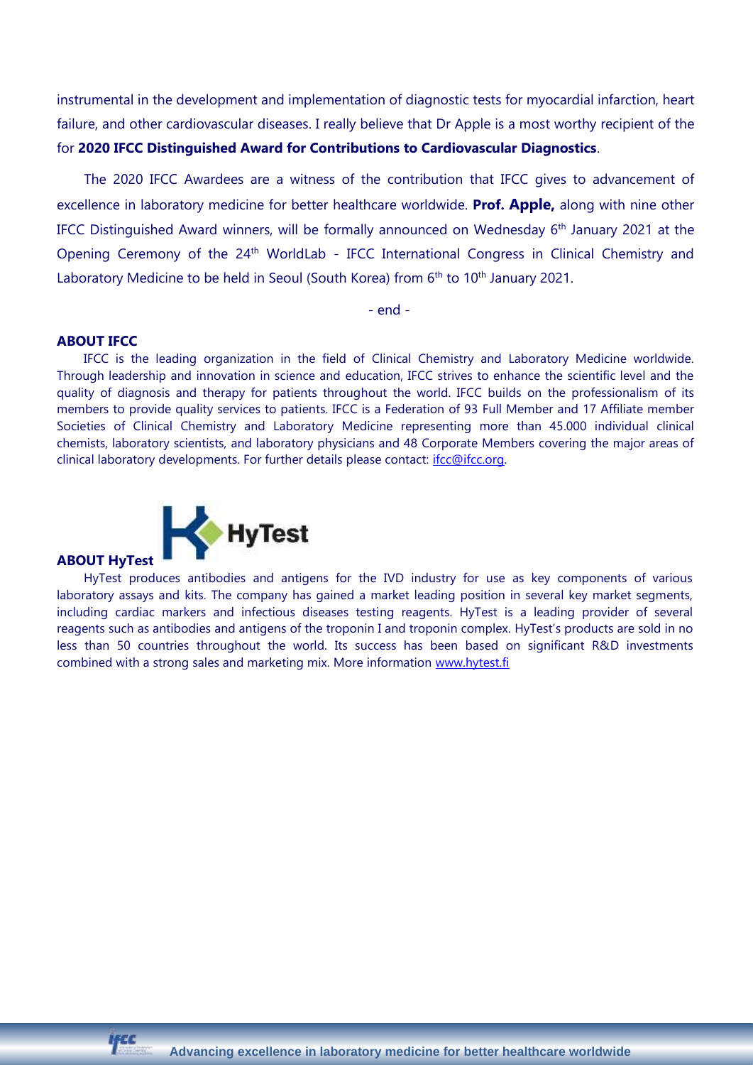instrumental in the development and implementation of diagnostic tests for myocardial infarction, heart failure, and other cardiovascular diseases. I really believe that Dr Apple is a most worthy recipient of the for **2020 IFCC Distinguished Award for Contributions to Cardiovascular Diagnostics**.

The 2020 IFCC Awardees are a witness of the contribution that IFCC gives to advancement of excellence in laboratory medicine for better healthcare worldwide. **Prof. Apple,** along with nine other IFCC Distinguished Award winners, will be formally announced on Wednesday 6th January 2021 at the Opening Ceremony of the 24th WorldLab - IFCC International Congress in Clinical Chemistry and Laboratory Medicine to be held in Seoul (South Korea) from 6th to 10th January 2021.

- end -

**ABOUT IFCC**

IFCC is the leading organization in the field of Clinical Chemistry and Laboratory Medicine worldwide. Through leadership and innovation in science and education, IFCC strives to enhance the scientific level and the quality of diagnosis and therapy for patients throughout the world. IFCC builds on the professionalism of its members to provide quality services to patients. IFCC is a Federation of 93 Full Member and 17 Affiliate member Societies of Clinical Chemistry and Laboratory Medicine representing more than 45.000 individual clinical chemists, laboratory scientists, and laboratory physicians and 48 Corporate Members covering the major areas of clinical laboratory developments. For further details please contact: ifcc@ifcc.org.

**ABOUT HyTest**

HyTest produces antibodies and antigens for the IVD industry for use as key components of various laboratory assays and kits. The company has gained a market leading position in several key market segments, including cardiac markers and infectious diseases testing reagents. HyTest is a leading provider of several reagents such as antibodies and antigens of the troponin I and troponin complex. HyTest's products are sold in no less than 50 countries throughout the world. Its success has been based on significant R&D investments combined with a strong sales and marketing mix. More information www.hytest.fi